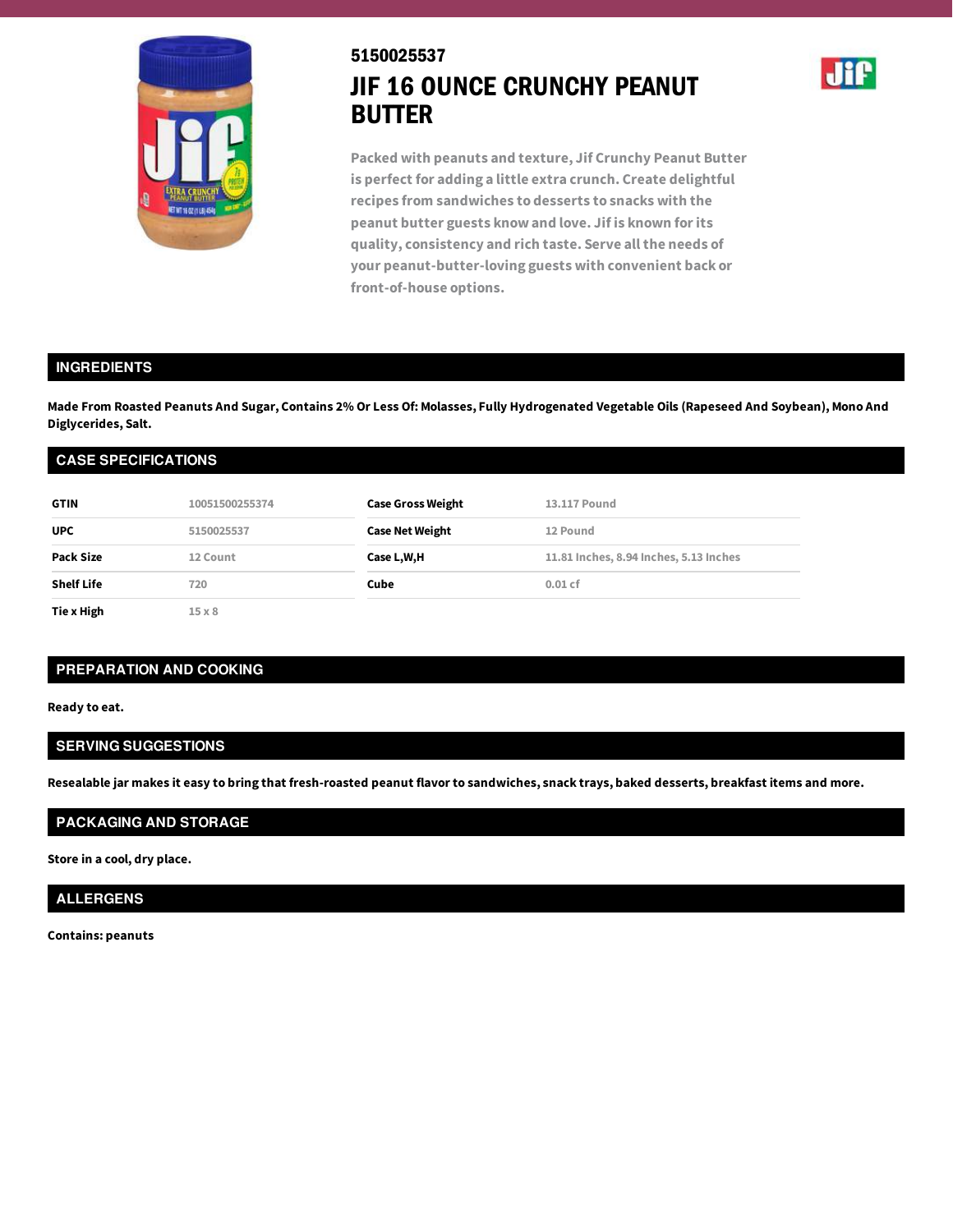5150025537

# JIF 16 OUNCE CRUNCHY PEANUT BUTTER

Packed with peanuts and texture, Jif Crunchy Peanut Butter is perfect for adding a little extra crunch. Create delightful recipes from sandwiches to desserts to snacks with the peanut butter guests know and love. Jif is known for its quality, consistency and rich taste. Serve all the needs of your peanut-butter-loving guests with convenient back or front-of-house options.

## INGREDIENTS

**Made From Roasted Peanuts And Sugar, Contains 2% Or Less Of: Molasses, Fully Hydrogenated Vegetable Oils (Rapeseed And Soybean), Mono And Diglycerides, Salt.**

## CASE SPECIFICATIONS

| | | | |
|---|---|---|---|
| **GTIN** | 10051500255374 | **Case Gross Weight** | 13.117 Pound |
| **UPC** | 5150025537 | **Case Net Weight** | 12 Pound |
| **Pack Size** | 12 Count | **Case L,W,H** | 11.81 Inches, 8.94 Inches, 5.13 Inches |
| **Shelf Life** | 720 | **Cube** | 0.01 cf |
| **Tie x High** | 15 x 8 | | |

## PREPARATION AND COOKING

**Ready to eat.**

## SERVING SUGGESTIONS

**Resealable jar makes it easy to bring that fresh-roasted peanut flavor to sandwiches, snack trays, baked desserts, breakfast items and more.**

## PACKAGING AND STORAGE

**Store in a cool, dry place.**

## ALLERGENS

**Contains: peanuts**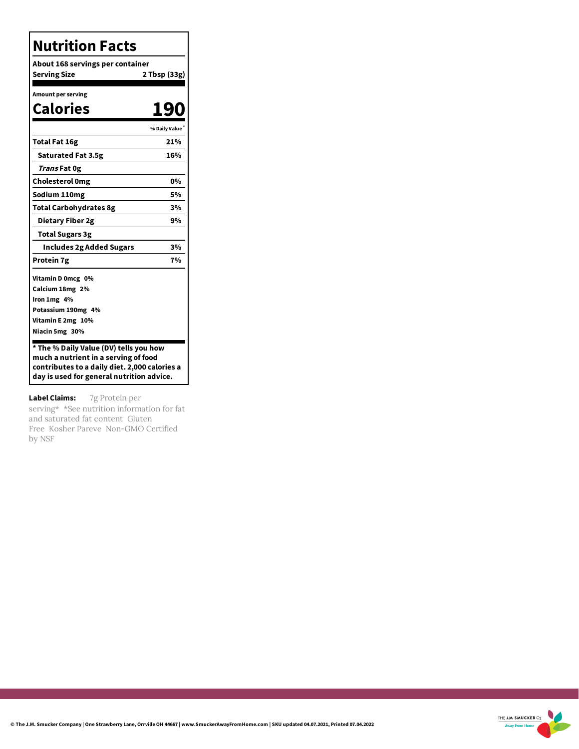# Nutrition Facts

| | |
|---|---|
| About 168 servings per container | |
| **Serving Size** | **2 Tbsp (33g)** |
| Amount per serving | |
| **Calories** | **190** |
| | % Daily Value* |
| **Total Fat** 16g | 21% |
| Saturated Fat 3.5g | 16% |
| *Trans* Fat 0g | |
| **Cholesterol** 0mg | 0% |
| **Sodium** 110mg | 5% |
| **Total Carbohydrates** 8g | 3% |
| Dietary Fiber 2g | 9% |
| Total Sugars 3g | |
| Includes 2g Added Sugars | 3% |
| **Protein** 7g | 7% |

Vitamin D 0mcg 0%
Calcium 18mg 2%
Iron 1mg 4%
Potassium 190mg 4%
Vitamin E 2mg 10%
Niacin 5mg 30%

* The % Daily Value (DV) tells you how much a nutrient in a serving of food contributes to a daily diet. 2,000 calories a day is used for general nutrition advice.

**Label Claims:** 7g Protein per serving* *See nutrition information for fat and saturated fat content Gluten Free Kosher Pareve Non-GMO Certified by NSF

© The J.M. Smucker Company | One Strawberry Lane, Orrville OH 44667 | www.SmuckerAwayFromHome.com | SKU updated 04.07.2021, Printed 07.04.2022

THE J.M. SMUCKER Co
Away From Home